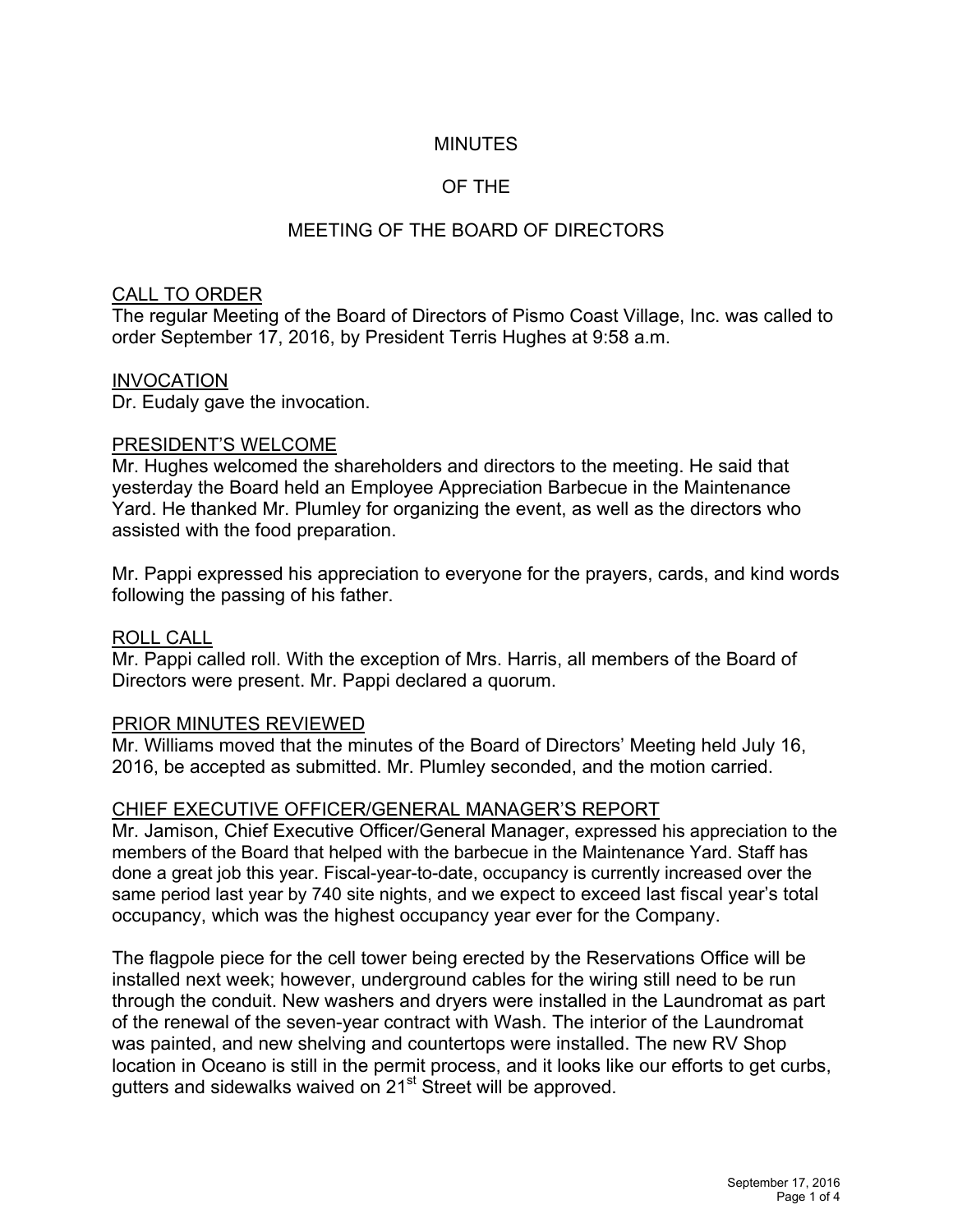MINUTES

OF THE

MEETING OF THE BOARD OF DIRECTORS

## CALL TO ORDER

The regular Meeting of the Board of Directors of Pismo Coast Village, Inc. was called to order September 17, 2016, by President Terris Hughes at 9:58 a.m.

## INVOCATION

Dr. Eudaly gave the invocation.

## PRESIDENT'S WELCOME

Mr. Hughes welcomed the shareholders and directors to the meeting. He said that yesterday the Board held an Employee Appreciation Barbecue in the Maintenance Yard. He thanked Mr. Plumley for organizing the event, as well as the directors who assisted with the food preparation.

Mr. Pappi expressed his appreciation to everyone for the prayers, cards, and kind words following the passing of his father.

## ROLL CALL

Mr. Pappi called roll. With the exception of Mrs. Harris, all members of the Board of Directors were present. Mr. Pappi declared a quorum.

## PRIOR MINUTES REVIEWED

Mr. Williams moved that the minutes of the Board of Directors' Meeting held July 16, 2016, be accepted as submitted. Mr. Plumley seconded, and the motion carried.

## CHIEF EXECUTIVE OFFICER/GENERAL MANAGER'S REPORT

Mr. Jamison, Chief Executive Officer/General Manager, expressed his appreciation to the members of the Board that helped with the barbecue in the Maintenance Yard. Staff has done a great job this year. Fiscal-year-to-date, occupancy is currently increased over the same period last year by 740 site nights, and we expect to exceed last fiscal year's total occupancy, which was the highest occupancy year ever for the Company.

The flagpole piece for the cell tower being erected by the Reservations Office will be installed next week; however, underground cables for the wiring still need to be run through the conduit. New washers and dryers were installed in the Laundromat as part of the renewal of the seven-year contract with Wash. The interior of the Laundromat was painted, and new shelving and countertops were installed. The new RV Shop location in Oceano is still in the permit process, and it looks like our efforts to get curbs, gutters and sidewalks waived on 21st Street will be approved.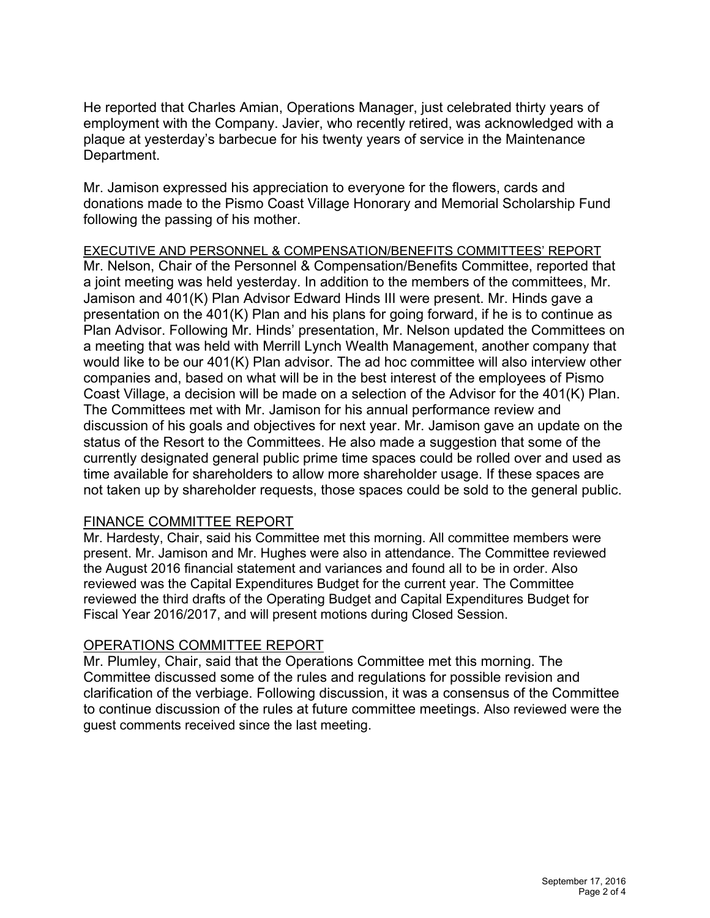He reported that Charles Amian, Operations Manager, just celebrated thirty years of employment with the Company. Javier, who recently retired, was acknowledged with a plaque at yesterday's barbecue for his twenty years of service in the Maintenance Department.

Mr. Jamison expressed his appreciation to everyone for the flowers, cards and donations made to the Pismo Coast Village Honorary and Memorial Scholarship Fund following the passing of his mother.

## EXECUTIVE AND PERSONNEL & COMPENSATION/BENEFITS COMMITTEES' REPORT

Mr. Nelson, Chair of the Personnel & Compensation/Benefits Committee, reported that a joint meeting was held yesterday. In addition to the members of the committees, Mr. Jamison and 401(K) Plan Advisor Edward Hinds III were present. Mr. Hinds gave a presentation on the 401(K) Plan and his plans for going forward, if he is to continue as Plan Advisor. Following Mr. Hinds' presentation, Mr. Nelson updated the Committees on a meeting that was held with Merrill Lynch Wealth Management, another company that would like to be our 401(K) Plan advisor. The ad hoc committee will also interview other companies and, based on what will be in the best interest of the employees of Pismo Coast Village, a decision will be made on a selection of the Advisor for the 401(K) Plan. The Committees met with Mr. Jamison for his annual performance review and discussion of his goals and objectives for next year. Mr. Jamison gave an update on the status of the Resort to the Committees. He also made a suggestion that some of the currently designated general public prime time spaces could be rolled over and used as time available for shareholders to allow more shareholder usage. If these spaces are not taken up by shareholder requests, those spaces could be sold to the general public.

## FINANCE COMMITTEE REPORT

Mr. Hardesty, Chair, said his Committee met this morning. All committee members were present. Mr. Jamison and Mr. Hughes were also in attendance. The Committee reviewed the August 2016 financial statement and variances and found all to be in order. Also reviewed was the Capital Expenditures Budget for the current year. The Committee reviewed the third drafts of the Operating Budget and Capital Expenditures Budget for Fiscal Year 2016/2017, and will present motions during Closed Session.

## OPERATIONS COMMITTEE REPORT

Mr. Plumley, Chair, said that the Operations Committee met this morning. The Committee discussed some of the rules and regulations for possible revision and clarification of the verbiage. Following discussion, it was a consensus of the Committee to continue discussion of the rules at future committee meetings. Also reviewed were the guest comments received since the last meeting.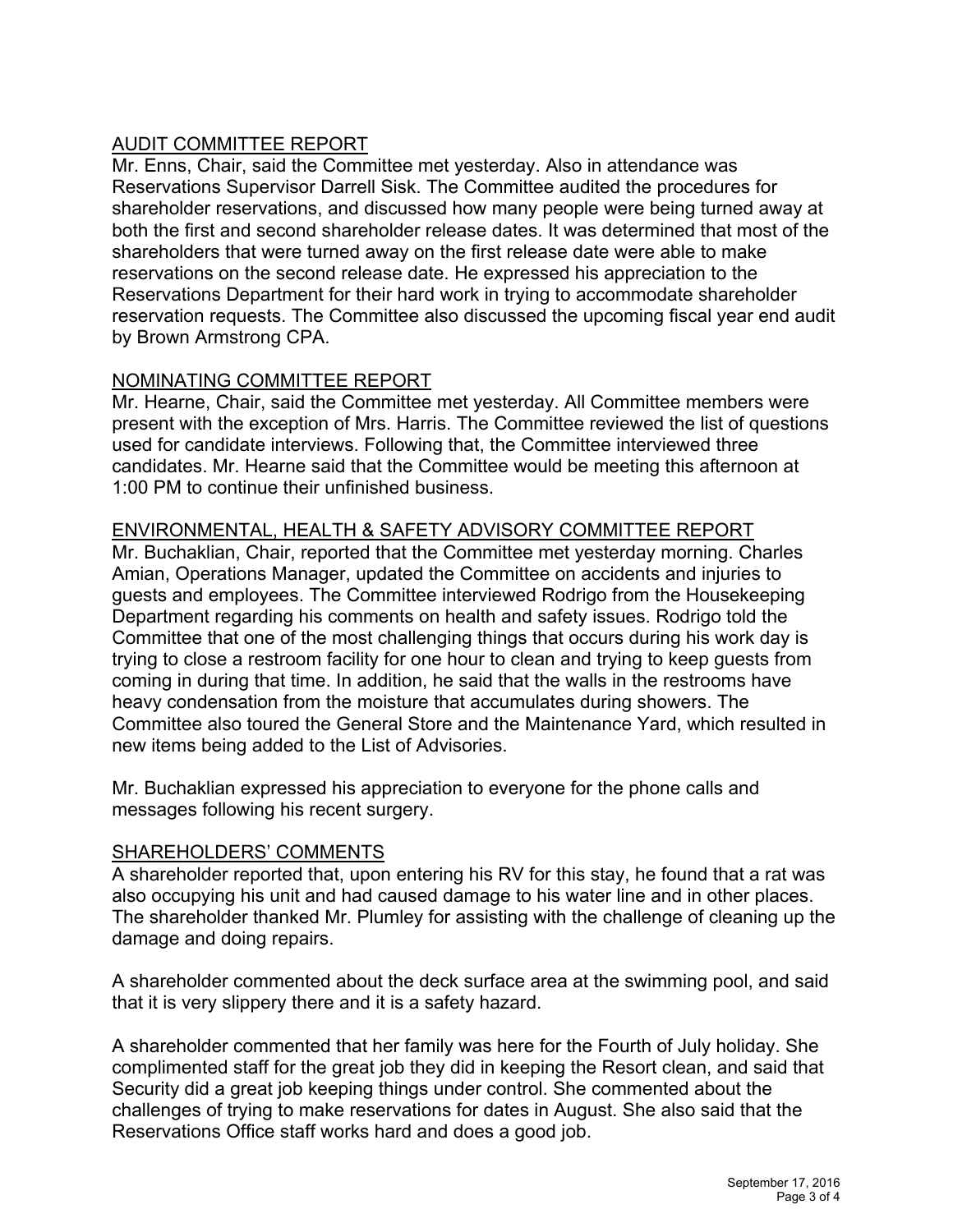## AUDIT COMMITTEE REPORT

Mr. Enns, Chair, said the Committee met yesterday. Also in attendance was Reservations Supervisor Darrell Sisk. The Committee audited the procedures for shareholder reservations, and discussed how many people were being turned away at both the first and second shareholder release dates. It was determined that most of the shareholders that were turned away on the first release date were able to make reservations on the second release date. He expressed his appreciation to the Reservations Department for their hard work in trying to accommodate shareholder reservation requests. The Committee also discussed the upcoming fiscal year end audit by Brown Armstrong CPA.

## NOMINATING COMMITTEE REPORT

Mr. Hearne, Chair, said the Committee met yesterday. All Committee members were present with the exception of Mrs. Harris. The Committee reviewed the list of questions used for candidate interviews. Following that, the Committee interviewed three candidates. Mr. Hearne said that the Committee would be meeting this afternoon at 1:00 PM to continue their unfinished business.

## ENVIRONMENTAL, HEALTH & SAFETY ADVISORY COMMITTEE REPORT

Mr. Buchaklian, Chair, reported that the Committee met yesterday morning. Charles Amian, Operations Manager, updated the Committee on accidents and injuries to guests and employees. The Committee interviewed Rodrigo from the Housekeeping Department regarding his comments on health and safety issues. Rodrigo told the Committee that one of the most challenging things that occurs during his work day is trying to close a restroom facility for one hour to clean and trying to keep guests from coming in during that time. In addition, he said that the walls in the restrooms have heavy condensation from the moisture that accumulates during showers. The Committee also toured the General Store and the Maintenance Yard, which resulted in new items being added to the List of Advisories.

Mr. Buchaklian expressed his appreciation to everyone for the phone calls and messages following his recent surgery.

## SHAREHOLDERS' COMMENTS

A shareholder reported that, upon entering his RV for this stay, he found that a rat was also occupying his unit and had caused damage to his water line and in other places. The shareholder thanked Mr. Plumley for assisting with the challenge of cleaning up the damage and doing repairs.

A shareholder commented about the deck surface area at the swimming pool, and said that it is very slippery there and it is a safety hazard.

A shareholder commented that her family was here for the Fourth of July holiday. She complimented staff for the great job they did in keeping the Resort clean, and said that Security did a great job keeping things under control. She commented about the challenges of trying to make reservations for dates in August. She also said that the Reservations Office staff works hard and does a good job.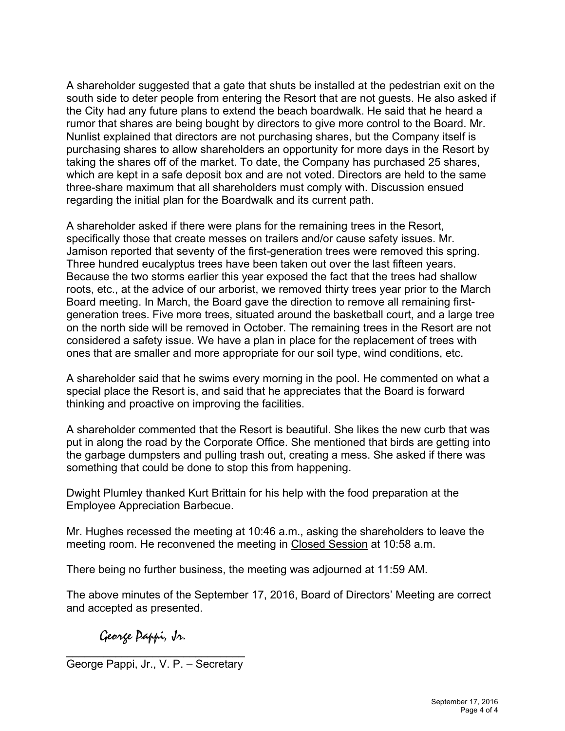A shareholder suggested that a gate that shuts be installed at the pedestrian exit on the south side to deter people from entering the Resort that are not guests. He also asked if the City had any future plans to extend the beach boardwalk. He said that he heard a rumor that shares are being bought by directors to give more control to the Board. Mr. Nunlist explained that directors are not purchasing shares, but the Company itself is purchasing shares to allow shareholders an opportunity for more days in the Resort by taking the shares off of the market. To date, the Company has purchased 25 shares, which are kept in a safe deposit box and are not voted. Directors are held to the same three-share maximum that all shareholders must comply with. Discussion ensued regarding the initial plan for the Boardwalk and its current path.

A shareholder asked if there were plans for the remaining trees in the Resort, specifically those that create messes on trailers and/or cause safety issues. Mr. Jamison reported that seventy of the first-generation trees were removed this spring. Three hundred eucalyptus trees have been taken out over the last fifteen years. Because the two storms earlier this year exposed the fact that the trees had shallow roots, etc., at the advice of our arborist, we removed thirty trees year prior to the March Board meeting. In March, the Board gave the direction to remove all remaining first-generation trees. Five more trees, situated around the basketball court, and a large tree on the north side will be removed in October. The remaining trees in the Resort are not considered a safety issue. We have a plan in place for the replacement of trees with ones that are smaller and more appropriate for our soil type, wind conditions, etc.

A shareholder said that he swims every morning in the pool. He commented on what a special place the Resort is, and said that he appreciates that the Board is forward thinking and proactive on improving the facilities.

A shareholder commented that the Resort is beautiful. She likes the new curb that was put in along the road by the Corporate Office. She mentioned that birds are getting into the garbage dumpsters and pulling trash out, creating a mess. She asked if there was something that could be done to stop this from happening.

Dwight Plumley thanked Kurt Brittain for his help with the food preparation at the Employee Appreciation Barbecue.

Mr. Hughes recessed the meeting at 10:46 a.m., asking the shareholders to leave the meeting room. He reconvened the meeting in Closed Session at 10:58 a.m.

There being no further business, the meeting was adjourned at 11:59 AM.

The above minutes of the September 17, 2016, Board of Directors' Meeting are correct and accepted as presented.

*George Pappi, Jr.*

George Pappi, Jr., V. P. – Secretary